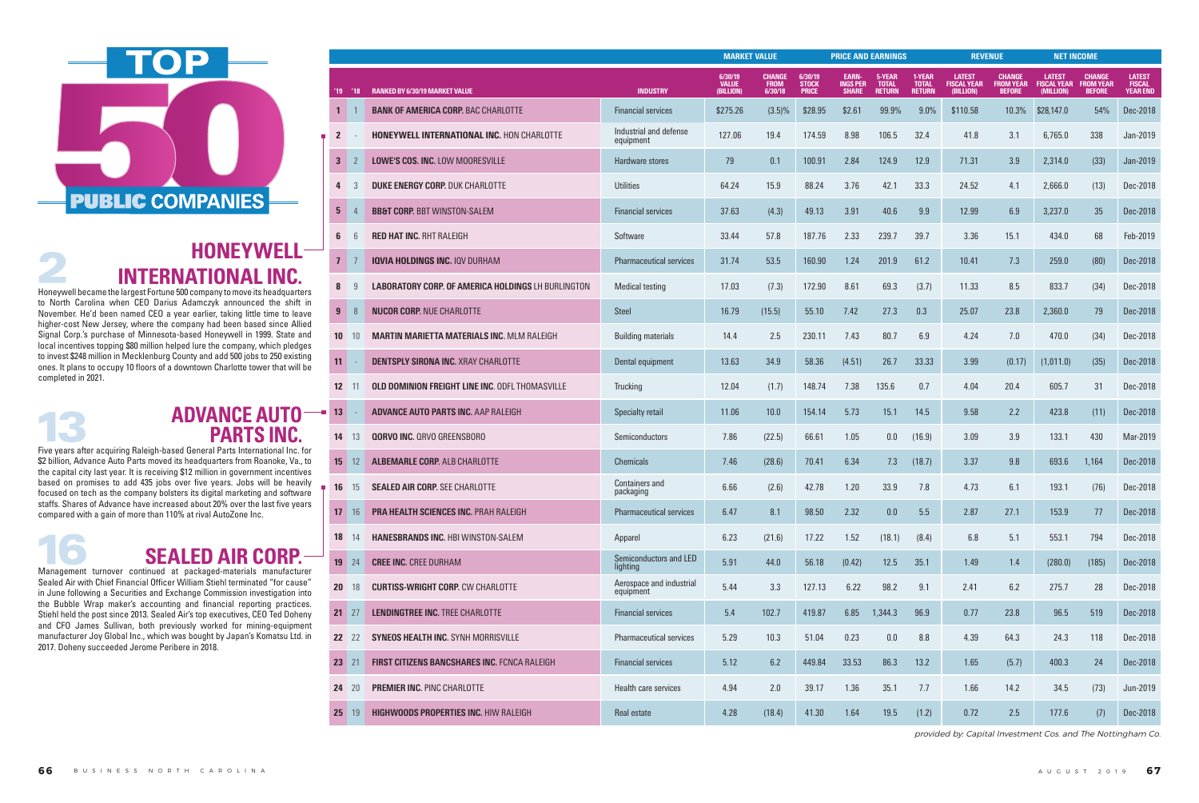# TOP 50 PUBLIC COMPANIES

## 2 HONEYWELL INTERNATIONAL INC.

Honeywell became the largest Fortune 500 company to move its headquarters to North Carolina when CEO Darius Adamczyk announced the shift in November. He'd been named CEO a year earlier, taking little time to leave higher-cost New Jersey, where the company had been based since Allied Signal Corp.'s purchase of Minnesota-based Honeywell in 1999. State and local incentives topping $80 million helped lure the company, which pledges to invest $248 million in Mecklenburg County and add 500 jobs to 250 existing ones. It plans to occupy 10 floors of a downtown Charlotte tower that will be completed in 2021.

## 13 ADVANCE AUTO PARTS INC.

Five years after acquiring Raleigh-based General Parts International Inc. for $2 billion, Advance Auto Parts moved its headquarters from Roanoke, Va., to the capital city last year. It is receiving $12 million in government incentives based on promises to add 435 jobs over five years. Jobs will be heavily focused on tech as the company bolsters its digital marketing and software staffs. Shares of Advance have increased about 20% over the last five years compared with a gain of more than 110% at rival AutoZone Inc.

## 16 SEALED AIR CORP.

Management turnover continued at packaged-materials manufacturer Sealed Air with Chief Financial Officer William Stiehl terminated "for cause" in June following a Securities and Exchange Commission investigation into the Bubble Wrap maker's accounting and financial reporting practices. Stiehl held the post since 2013. Sealed Air's top executives, CEO Ted Doheny and CFO James Sullivan, both previously worked for mining-equipment manufacturer Joy Global Inc., which was bought by Japan's Komatsu Ltd. in 2017. Doheny succeeded Jerome Peribere in 2018.

| | | | | MARKET VALUE | | PRICE AND EARNINGS | | | | REVENUE | | NET INCOME | | |
|---|---|---|---|---|---|---|---|---|---|---|---|---|---|---|
| '19 | '18 | RANKED BY 6/30/19 MARKET VALUE | INDUSTRY | 6/30/19 VALUE (BILLION) | CHANGE FROM 6/30/18 | 6/30/19 STOCK PRICE | EARNINGS PER SHARE | 5-YEAR TOTAL RETURN | 1-YEAR TOTAL RETURN | LATEST FISCAL YEAR (BILLION) | CHANGE FROM YEAR BEFORE | LATEST FISCAL YEAR (MILLION) | CHANGE FROM YEAR BEFORE | LATEST FISCAL YEAR END |
| 1 | 1 | **BANK OF AMERICA CORP.** BAC CHARLOTTE | Financial services | $275.26 | (3.5)% | $28.95 | $2.61 | 99.9% | 9.0% | $110.58 | 10.3% | $28,147.0 | 54% | Dec-2018 |
| 2 | - | **HONEYWELL INTERNATIONAL INC.** HON CHARLOTTE | Industrial and defense equipment | 127.06 | 19.4 | 174.59 | 8.98 | 106.5 | 32.4 | 41.8 | 3.1 | 6,765.0 | 338 | Jan-2019 |
| 3 | 2 | **LOWE'S COS. INC.** LOW MOORESVILLE | Hardware stores | 79 | 0.1 | 100.91 | 2.84 | 124.9 | 12.9 | 71.31 | 3.9 | 2,314.0 | (33) | Jan-2019 |
| 4 | 3 | **DUKE ENERGY CORP.** DUK CHARLOTTE | Utilities | 64.24 | 15.9 | 88.24 | 3.76 | 42.1 | 33.3 | 24.52 | 4.1 | 2,666.0 | (13) | Dec-2018 |
| 5 | 4 | **BB&T CORP.** BBT WINSTON-SALEM | Financial services | 37.63 | (4.3) | 49.13 | 3.91 | 40.6 | 9.9 | 12.99 | 6.9 | 3,237.0 | 35 | Dec-2018 |
| 6 | 6 | **RED HAT INC.** RHT RALEIGH | Software | 33.44 | 57.8 | 187.76 | 2.33 | 239.7 | 39.7 | 3.36 | 15.1 | 434.0 | 68 | Feb-2019 |
| 7 | 7 | **IQVIA HOLDINGS INC.** IQV DURHAM | Pharmaceutical services | 31.74 | 53.5 | 160.90 | 1.24 | 201.9 | 61.2 | 10.41 | 7.3 | 259.0 | (80) | Dec-2018 |
| 8 | 9 | **LABORATORY CORP. OF AMERICA HOLDINGS** LH BURLINGTON | Medical testing | 17.03 | (7.3) | 172.90 | 8.61 | 69.3 | (3.7) | 11.33 | 8.5 | 833.7 | (34) | Dec-2018 |
| 9 | 8 | **NUCOR CORP.** NUE CHARLOTTE | Steel | 16.79 | (15.5) | 55.10 | 7.42 | 27.3 | 0.3 | 25.07 | 23.8 | 2,360.0 | 79 | Dec-2018 |
| 10 | 10 | **MARTIN MARIETTA MATERIALS INC.** MLM RALEIGH | Building materials | 14.4 | 2.5 | 230.11 | 7.43 | 80.7 | 6.9 | 4.24 | 7.0 | 470.0 | (34) | Dec-2018 |
| 11 | - | **DENTSPLY SIRONA INC.** XRAY CHARLOTTE | Dental equipment | 13.63 | 34.9 | 58.36 | (4.51) | 26.7 | 33.33 | 3.99 | (0.17) | (1,011.0) | (35) | Dec-2018 |
| 12 | 11 | **OLD DOMINION FREIGHT LINE INC.** ODFL THOMASVILLE | Trucking | 12.04 | (1.7) | 148.74 | 7.38 | 135.6 | 0.7 | 4.04 | 20.4 | 605.7 | 31 | Dec-2018 |
| 13 | - | **ADVANCE AUTO PARTS INC.** AAP RALEIGH | Specialty retail | 11.06 | 10.0 | 154.14 | 5.73 | 15.1 | 14.5 | 9.58 | 2.2 | 423.8 | (11) | Dec-2018 |
| 14 | 13 | **QORVO INC.** QRVO GREENSBORO | Semiconductors | 7.86 | (22.5) | 66.61 | 1.05 | 0.0 | (16.9) | 3.09 | 3.9 | 133.1 | 430 | Mar-2019 |
| 15 | 12 | **ALBEMARLE CORP.** ALB CHARLOTTE | Chemicals | 7.46 | (28.6) | 70.41 | 6.34 | 7.3 | (18.7) | 3.37 | 9.8 | 693.6 | 1,164 | Dec-2018 |
| 16 | 15 | **SEALED AIR CORP.** SEE CHARLOTTE | Containers and packaging | 6.66 | (2.6) | 42.78 | 1.20 | 33.9 | 7.8 | 4.73 | 6.1 | 193.1 | (76) | Dec-2018 |
| 17 | 16 | **PRA HEALTH SCIENCES INC.** PRAH RALEIGH | Pharmaceutical services | 6.47 | 8.1 | 98.50 | 2.32 | 0.0 | 5.5 | 2.87 | 27.1 | 153.9 | 77 | Dec-2018 |
| 18 | 14 | **HANESBRANDS INC.** HBI WINSTON-SALEM | Apparel | 6.23 | (21.6) | 17.22 | 1.52 | (18.1) | (8.4) | 6.8 | 5.1 | 553.1 | 794 | Dec-2018 |
| 19 | 24 | **CREE INC.** CREE DURHAM | Semiconductors and LED lighting | 5.91 | 44.0 | 56.18 | (0.42) | 12.5 | 35.1 | 1.49 | 1.4 | (280.0) | (185) | Dec-2018 |
| 20 | 18 | **CURTISS-WRIGHT CORP.** CW CHARLOTTE | Aerospace and industrial equipment | 5.44 | 3.3 | 127.13 | 6.22 | 98.2 | 9.1 | 2.41 | 6.2 | 275.7 | 28 | Dec-2018 |
| 21 | 27 | **LENDINGTREE INC.** TREE CHARLOTTE | Financial services | 5.4 | 102.7 | 419.87 | 6.85 | 1,344.3 | 96.9 | 0.77 | 23.8 | 96.5 | 519 | Dec-2018 |
| 22 | 22 | **SYNEOS HEALTH INC.** SYNH MORRISVILLE | Pharmaceutical services | 5.29 | 10.3 | 51.04 | 0.23 | 0.0 | 8.8 | 4.39 | 64.3 | 24.3 | 118 | Dec-2018 |
| 23 | 21 | **FIRST CITIZENS BANCSHARES INC.** FCNCA RALEIGH | Financial services | 5.12 | 6.2 | 449.84 | 33.53 | 86.3 | 13.2 | 1.65 | (5.7) | 400.3 | 24 | Dec-2018 |
| 24 | 20 | **PREMIER INC.** PINC CHARLOTTE | Health care services | 4.94 | 2.0 | 39.17 | 1.36 | 35.1 | 7.7 | 1.66 | 14.2 | 34.5 | (73) | Jun-2019 |
| 25 | 19 | **HIGHWOODS PROPERTIES INC.** HIW RALEIGH | Real estate | 4.28 | (18.4) | 41.30 | 1.64 | 19.5 | (1.2) | 0.72 | 2.5 | 177.6 | (7) | Dec-2018 |

*provided by: Capital Investment Cos. and The Nottingham Co.*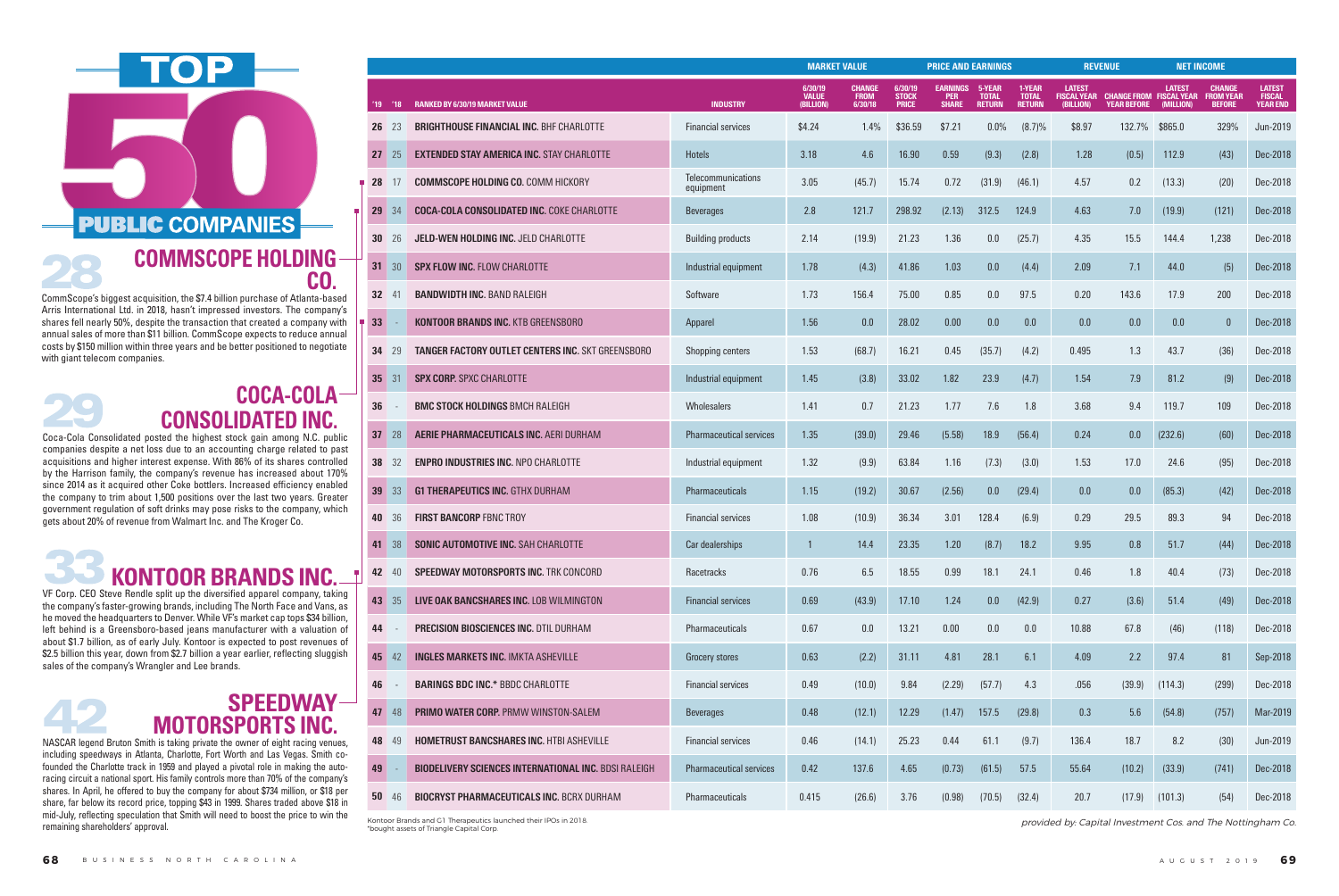# TOP 50 PUBLIC COMPANIES

## 28 COMMSCOPE HOLDING CO.

CommScope's biggest acquisition, the $7.4 billion purchase of Atlanta-based Arris International Ltd. in 2018, hasn't impressed investors. The company's shares fell nearly 50%, despite the transaction that created a company with annual sales of more than $11 billion. CommScope expects to reduce annual costs by $150 million within three years and be better positioned to negotiate with giant telecom companies.

## 29 COCA-COLA CONSOLIDATED INC.

Coca-Cola Consolidated posted the highest stock gain among N.C. public companies despite a net loss due to an accounting charge related to past acquisitions and higher interest expense. With 86% of its shares controlled by the Harrison family, the company's revenue has increased about 170% since 2014 as it acquired other Coke bottlers. Increased efficiency enabled the company to trim about 1,500 positions over the last two years. Greater government regulation of soft drinks may pose risks to the company, which gets about 20% of revenue from Walmart Inc. and The Kroger Co.

## 33 KONTOOR BRANDS INC.

VF Corp. CEO Steve Rendle split up the diversified apparel company, taking the company's faster-growing brands, including The North Face and Vans, as he moved the headquarters to Denver. While VF's market cap tops $34 billion, left behind is a Greensboro-based jeans manufacturer with a valuation of about $1.7 billion, as of early July. Kontoor is expected to post revenues of $2.5 billion this year, down from $2.7 billion a year earlier, reflecting sluggish sales of the company's Wrangler and Lee brands.

## 42 SPEEDWAY MOTORSPORTS INC.

NASCAR legend Bruton Smith is taking private the owner of eight racing venues, including speedways in Atlanta, Charlotte, Fort Worth and Las Vegas. Smith co-founded the Charlotte track in 1959 and played a pivotal role in making the auto-racing circuit a national sport. His family controls more than 70% of the company's shares. In April, he offered to buy the company for about $734 million, or $18 per share, far below its record price, topping $43 in 1999. Shares traded above $18 in mid-July, reflecting speculation that Smith will need to boost the price to win the remaining shareholders' approval.

| | | | | MARKET VALUE | | PRICE AND EARNINGS | | | | REVENUE | | NET INCOME | | |
|---|---|---|---|---|---|---|---|---|---|---|---|---|---|---|
| '19 | '18 | RANKED BY 6/30/19 MARKET VALUE | INDUSTRY | 6/30/19 VALUE (BILLION) | CHANGE FROM 6/30/18 | 6/30/19 STOCK PRICE | EARNINGS PER SHARE | 5-YEAR TOTAL RETURN | 1-YEAR TOTAL RETURN | LATEST FISCAL YEAR (BILLION) | CHANGE FROM YEAR BEFORE | LATEST FISCAL YEAR (MILLION) | CHANGE FROM YEAR BEFORE | LATEST FISCAL YEAR END |
| 26 | 23 | BRIGHTHOUSE FINANCIAL INC. BHF CHARLOTTE | Financial services | $4.24 | 1.4% | $36.59 | $7.21 | 0.0% | (8.7)% | $8.97 | 132.7% | $865.0 | 329% | Jun-2019 |
| 27 | 25 | EXTENDED STAY AMERICA INC. STAY CHARLOTTE | Hotels | 3.18 | 4.6 | 16.90 | 0.59 | (9.3) | (2.8) | 1.28 | (0.5) | 112.9 | (43) | Dec-2018 |
| 28 | 17 | COMMSCOPE HOLDING CO. COMM HICKORY | Telecommunications equipment | 3.05 | (45.7) | 15.74 | 0.72 | (31.9) | (46.1) | 4.57 | 0.2 | (13.3) | (20) | Dec-2018 |
| 29 | 34 | COCA-COLA CONSOLIDATED INC. COKE CHARLOTTE | Beverages | 2.8 | 121.7 | 298.92 | (2.13) | 312.5 | 124.9 | 4.63 | 7.0 | (19.9) | (121) | Dec-2018 |
| 30 | 26 | JELD-WEN HOLDING INC. JELD CHARLOTTE | Building products | 2.14 | (19.9) | 21.23 | 1.36 | 0.0 | (25.7) | 4.35 | 15.5 | 144.4 | 1,238 | Dec-2018 |
| 31 | 30 | SPX FLOW INC. FLOW CHARLOTTE | Industrial equipment | 1.78 | (4.3) | 41.86 | 1.03 | 0.0 | (4.4) | 2.09 | 7.1 | 44.0 | (5) | Dec-2018 |
| 32 | 41 | BANDWIDTH INC. BAND RALEIGH | Software | 1.73 | 156.4 | 75.00 | 0.85 | 0.0 | 97.5 | 0.20 | 143.6 | 17.9 | 200 | Dec-2018 |
| 33 | - | KONTOOR BRANDS INC. KTB GREENSBORO | Apparel | 1.56 | 0.0 | 28.02 | 0.00 | 0.0 | 0.0 | 0.0 | 0.0 | 0.0 | 0 | Dec-2018 |
| 34 | 29 | TANGER FACTORY OUTLET CENTERS INC. SKT GREENSBORO | Shopping centers | 1.53 | (68.7) | 16.21 | 0.45 | (35.7) | (4.2) | 0.495 | 1.3 | 43.7 | (36) | Dec-2018 |
| 35 | 31 | SPX CORP. SPXC CHARLOTTE | Industrial equipment | 1.45 | (3.8) | 33.02 | 1.82 | 23.9 | (4.7) | 1.54 | 7.9 | 81.2 | (9) | Dec-2018 |
| 36 | - | BMC STOCK HOLDINGS BMCH RALEIGH | Wholesalers | 1.41 | 0.7 | 21.23 | 1.77 | 7.6 | 1.8 | 3.68 | 9.4 | 119.7 | 109 | Dec-2018 |
| 37 | 28 | AERIE PHARMACEUTICALS INC. AERI DURHAM | Pharmaceutical services | 1.35 | (39.0) | 29.46 | (5.58) | 18.9 | (56.4) | 0.24 | 0.0 | (232.6) | (60) | Dec-2018 |
| 38 | 32 | ENPRO INDUSTRIES INC. NPO CHARLOTTE | Industrial equipment | 1.32 | (9.9) | 63.84 | 1.16 | (7.3) | (3.0) | 1.53 | 17.0 | 24.6 | (95) | Dec-2018 |
| 39 | 33 | G1 THERAPEUTICS INC. GTHX DURHAM | Pharmaceuticals | 1.15 | (19.2) | 30.67 | (2.56) | 0.0 | (29.4) | 0.0 | 0.0 | (85.3) | (42) | Dec-2018 |
| 40 | 36 | FIRST BANCORP FBNC TROY | Financial services | 1.08 | (10.9) | 36.34 | 3.01 | 128.4 | (6.9) | 0.29 | 29.5 | 89.3 | 94 | Dec-2018 |
| 41 | 38 | SONIC AUTOMOTIVE INC. SAH CHARLOTTE | Car dealerships | 1 | 14.4 | 23.35 | 1.20 | (8.7) | 18.2 | 9.95 | 0.8 | 51.7 | (44) | Dec-2018 |
| 42 | 40 | SPEEDWAY MOTORSPORTS INC. TRK CONCORD | Racetracks | 0.76 | 6.5 | 18.55 | 0.99 | 18.1 | 24.1 | 0.46 | 1.8 | 40.4 | (73) | Dec-2018 |
| 43 | 35 | LIVE OAK BANCSHARES INC. LOB WILMINGTON | Financial services | 0.69 | (43.9) | 17.10 | 1.24 | 0.0 | (42.9) | 0.27 | (3.6) | 51.4 | (49) | Dec-2018 |
| 44 | - | PRECISION BIOSCIENCES INC. DTIL DURHAM | Pharmaceuticals | 0.67 | 0.0 | 13.21 | 0.00 | 0.0 | 0.0 | 10.88 | 67.8 | (46) | (118) | Dec-2018 |
| 45 | 42 | INGLES MARKETS INC. IMKTA ASHEVILLE | Grocery stores | 0.63 | (2.2) | 31.11 | 4.81 | 28.1 | 6.1 | 4.09 | 2.2 | 97.4 | 81 | Sep-2018 |
| 46 | - | BARINGS BDC INC.* BBDC CHARLOTTE | Financial services | 0.49 | (10.0) | 9.84 | (2.29) | (57.7) | 4.3 | .056 | (39.9) | (114.3) | (299) | Dec-2018 |
| 47 | 48 | PRIMO WATER CORP. PRMW WINSTON-SALEM | Beverages | 0.48 | (12.1) | 12.29 | (1.47) | 157.5 | (29.8) | 0.3 | 5.6 | (54.8) | (757) | Mar-2019 |
| 48 | 49 | HOMETRUST BANCSHARES INC. HTBI ASHEVILLE | Financial services | 0.46 | (14.1) | 25.23 | 0.44 | 61.1 | (9.7) | 136.4 | 18.7 | 8.2 | (30) | Jun-2019 |
| 49 | - | BIODELIVERY SCIENCES INTERNATIONAL INC. BDSI RALEIGH | Pharmaceutical services | 0.42 | 137.6 | 4.65 | (0.73) | (61.5) | 57.5 | 55.64 | (10.2) | (33.9) | (741) | Dec-2018 |
| 50 | 46 | BIOCRYST PHARMACEUTICALS INC. BCRX DURHAM | Pharmaceuticals | 0.415 | (26.6) | 3.76 | (0.98) | (70.5) | (32.4) | 20.7 | (17.9) | (101.3) | (54) | Dec-2018 |

Kontoor Brands and G1 Therapeutics launched their IPOs in 2018.
*bought assets of Triangle Capital Corp.

*provided by: Capital Investment Cos. and The Nottingham Co.*